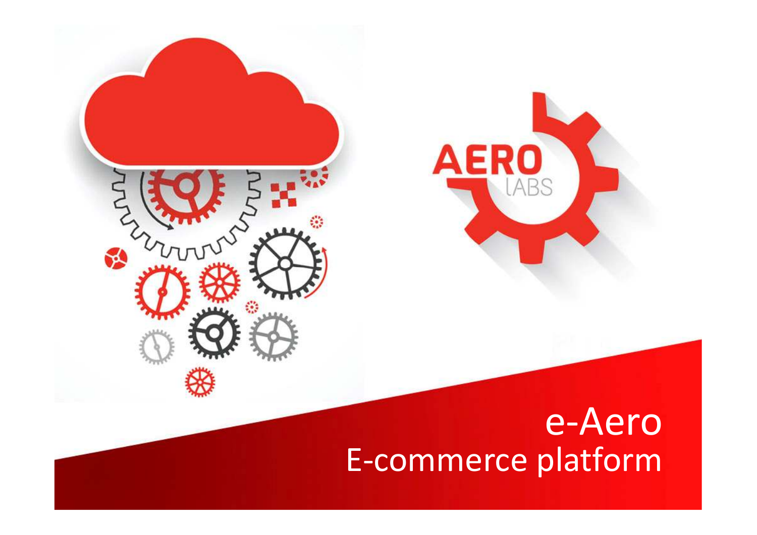AERO LABS

# e-Aero
## E-commerce platform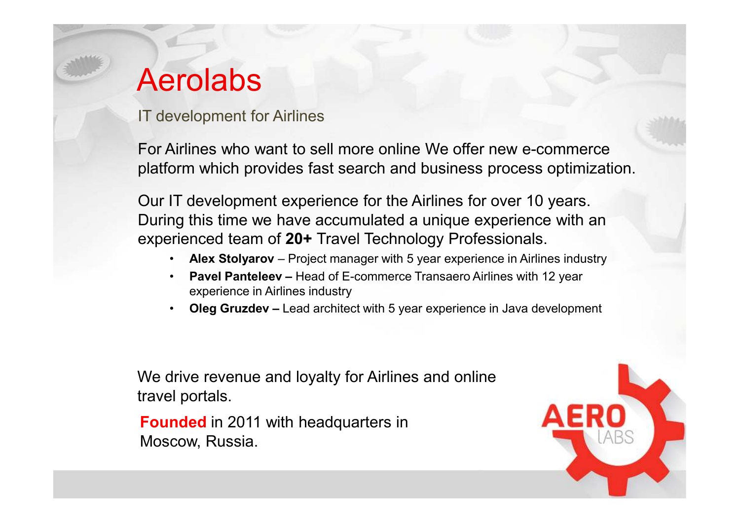# Aerolabs

IT development for Airlines

For Airlines who want to sell more online We offer new e-commerce platform which provides fast search and business process optimization.

Our IT development experience for the Airlines for over 10 years. During this time we have accumulated a unique experience with an experienced team of **20+** Travel Technology Professionals.

- **Alex Stolyarov** – Project manager with 5 year experience in Airlines industry
- **Pavel Panteleev –** Head of E-commerce Transaero Airlines with 12 year experience in Airlines industry
- **Oleg Gruzdev –** Lead architect with 5 year experience in Java development

We drive revenue and loyalty for Airlines and online travel portals.

**Founded** in 2011 with headquarters in Moscow, Russia.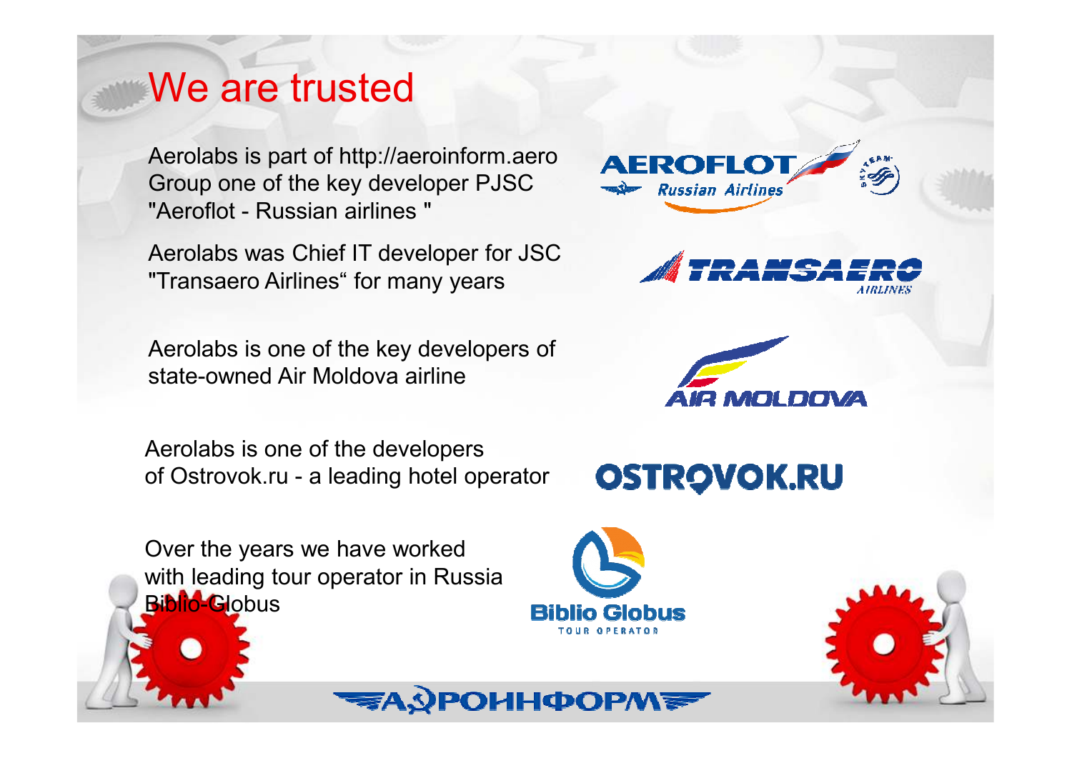# We are trusted

Aerolabs is part of http://aeroinform.aero Group one of the key developer PJSC "Aeroflot - Russian airlines "

Aerolabs was Chief IT developer for JSC "Transaero Airlines“ for many years

Aerolabs is one of the key developers of state-owned Air Moldova airline

Aerolabs is one of the developers of Ostrovok.ru - a leading hotel operator

Over the years we have worked with leading tour operator in Russia Biblio-Globus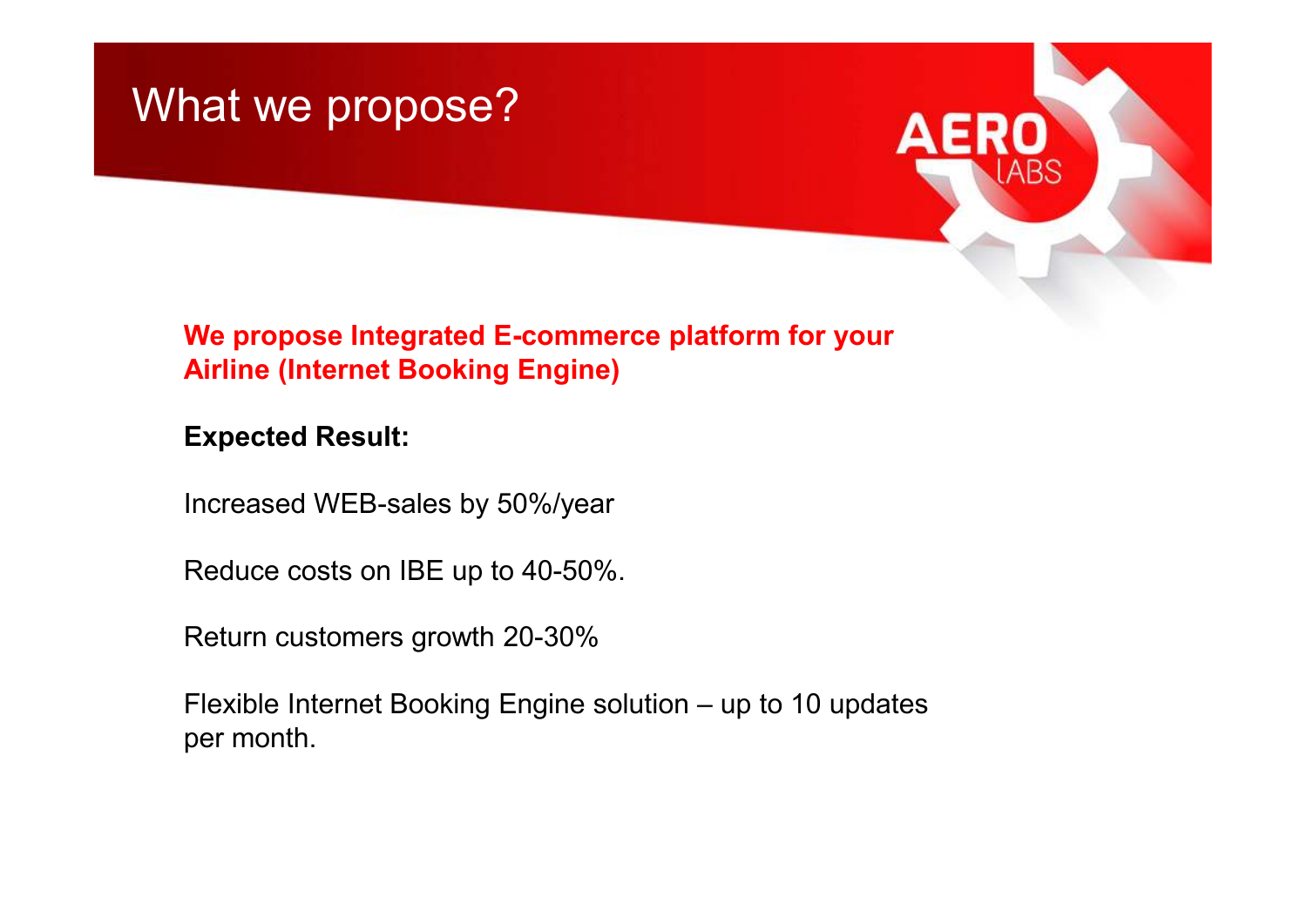# What we propose?

**We propose Integrated E-commerce platform for your Airline (Internet Booking Engine)**

**Expected Result:**

Increased WEB-sales by 50%/year

Reduce costs on IBE up to 40-50%.

Return customers growth 20-30%

Flexible Internet Booking Engine solution – up to 10 updates per month.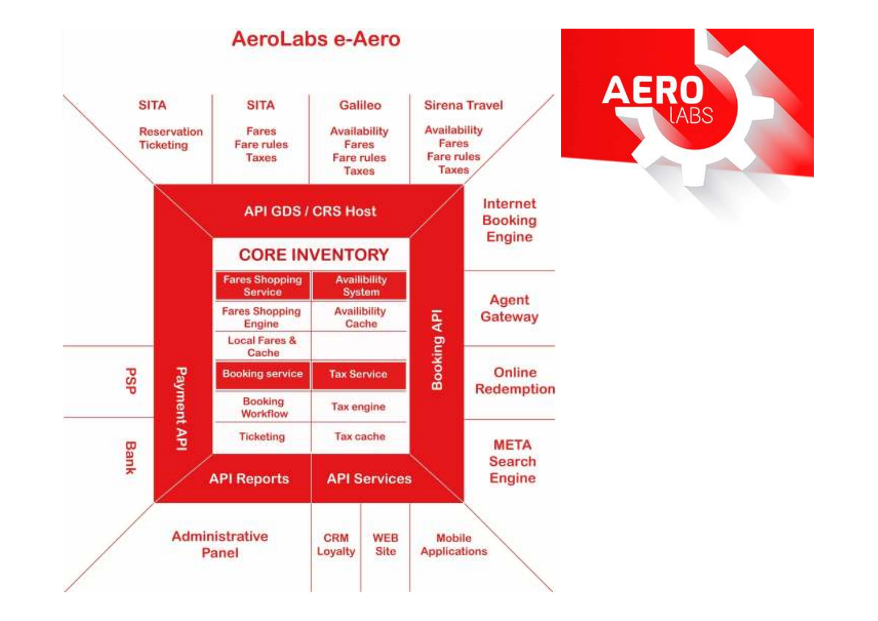# AeroLabs e-Aero

**SITA** — Reservation, Ticketing

**SITA** — Fares, Fare rules, Taxes

**Galileo** — Availability, Fares, Fare rules, Taxes

**Sirena Travel** — Availability, Fares, Fare rules, Taxes

**API GDS / CRS Host**

## CORE INVENTORY

| Fares Shopping Service | Availibility System |
|---|---|
| Fares Shopping Engine | Availibility Cache |
| Local Fares & Cache | |
| Booking service | Tax Service |
| Booking Workflow | Tax engine |
| Ticketing | Tax cache |

**Payment API**

**Booking API**

**API Reports**

**API Services**

Internet Booking Engine

Agent Gateway

Online Redemption

META Search Engine

PSP

Bank

Administrative Panel

CRM Loyalty

WEB Site

Mobile Applications

AERO LABS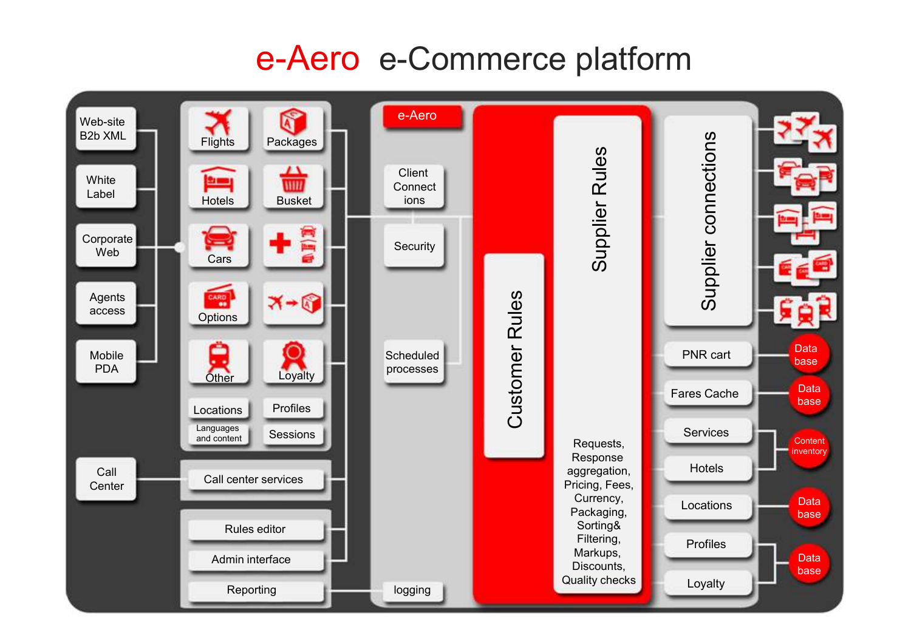# e-Aero e-Commerce platform

Web-site B2b XML

White Label

Corporate Web

Agents access

Mobile PDA

Call Center

Flights

Packages

Hotels

Busket

Cars

Options

Other

Loyalty

Locations

Profiles

Languages and content

Sessions

Call center services

Rules editor

Admin interface

Reporting

e-Aero

Client Connections

Security

Scheduled processes

logging

Customer Rules

Supplier Rules

Requests, Response aggregation, Pricing, Fees, Currency, Packaging, Sorting& Filtering, Markups, Discounts, Quality checks

Supplier connections

PNR cart

Fares Cache

Services

Hotels

Locations

Profiles

Loyalty

Data base

Data base

Content inventory

Data base

Data base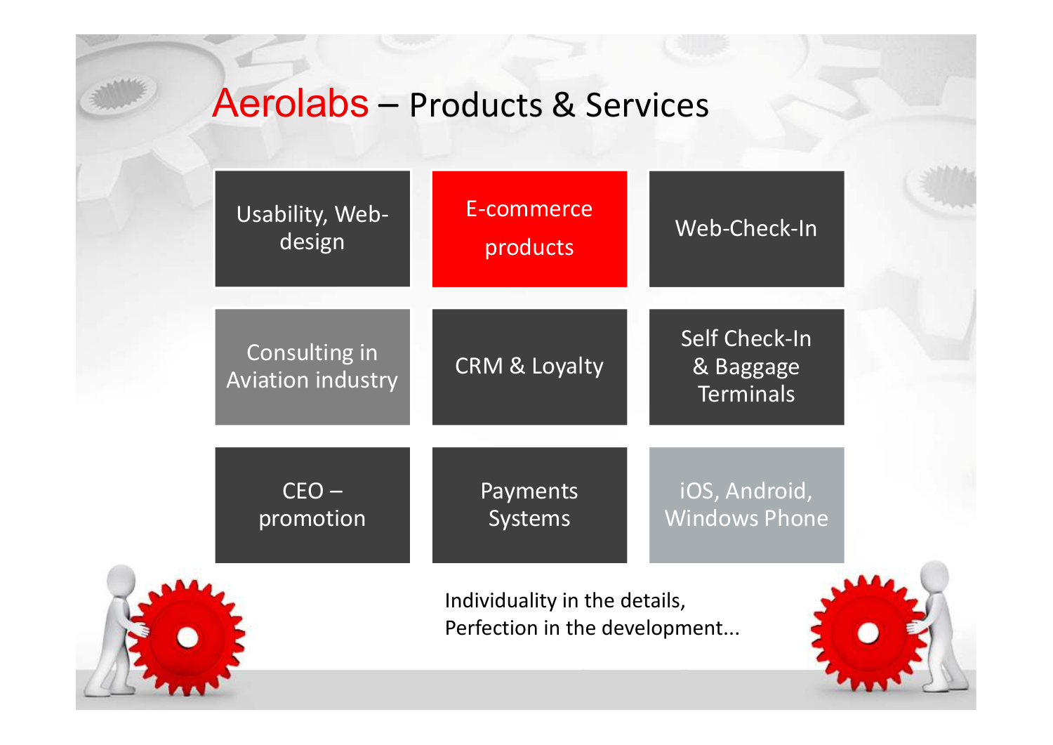# Aerolabs – Products & Services

| | | |
|---|---|---|
| Usability, Web-design | E-commerce products | Web-Check-In |
| Consulting in Aviation industry | CRM & Loyalty | Self Check-In & Baggage Terminals |
| CEO – promotion | Payments Systems | iOS, Android, Windows Phone |

Individuality in the details,
Perfection in the development...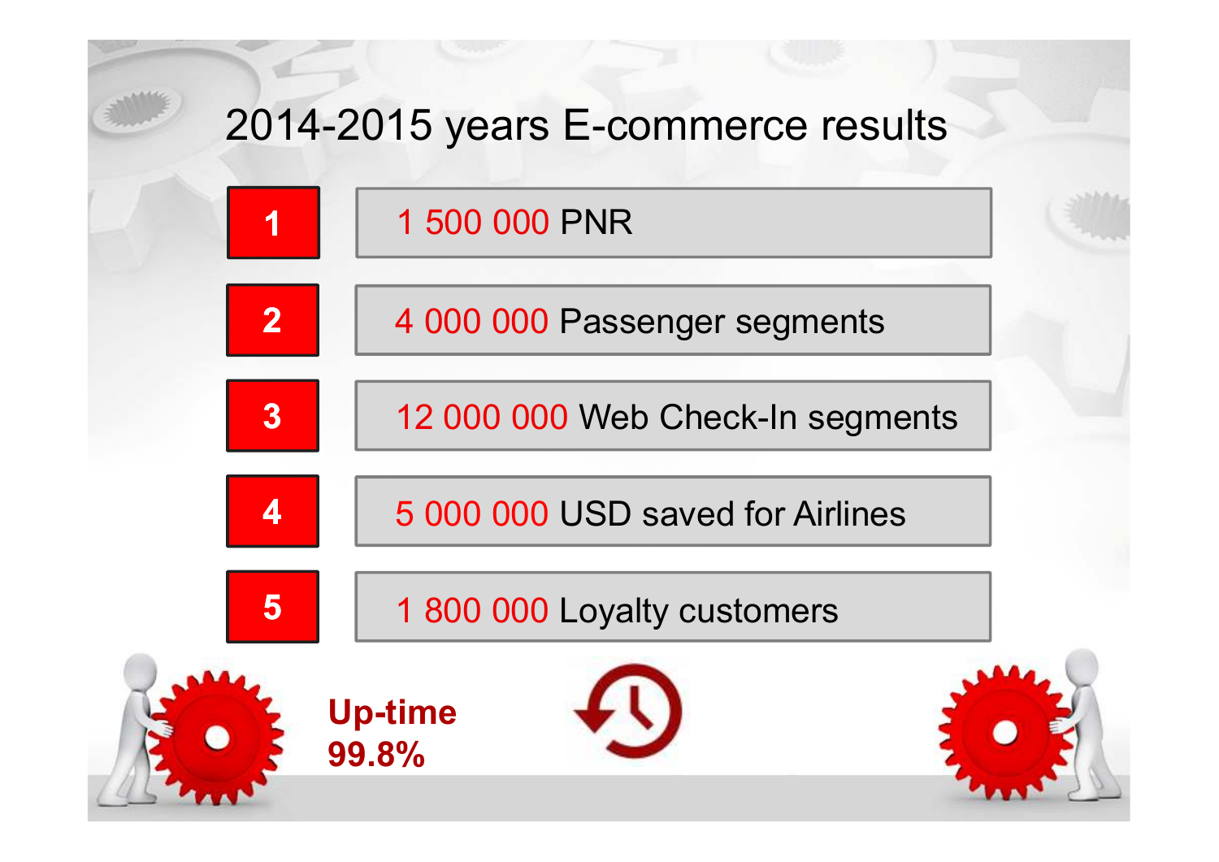# 2014-2015 years E-commerce results

1. 1 500 000 PNR
2. 4 000 000 Passenger segments
3. 12 000 000 Web Check-In segments
4. 5 000 000 USD saved for Airlines
5. 1 800 000 Loyalty customers

**Up-time 99.8%**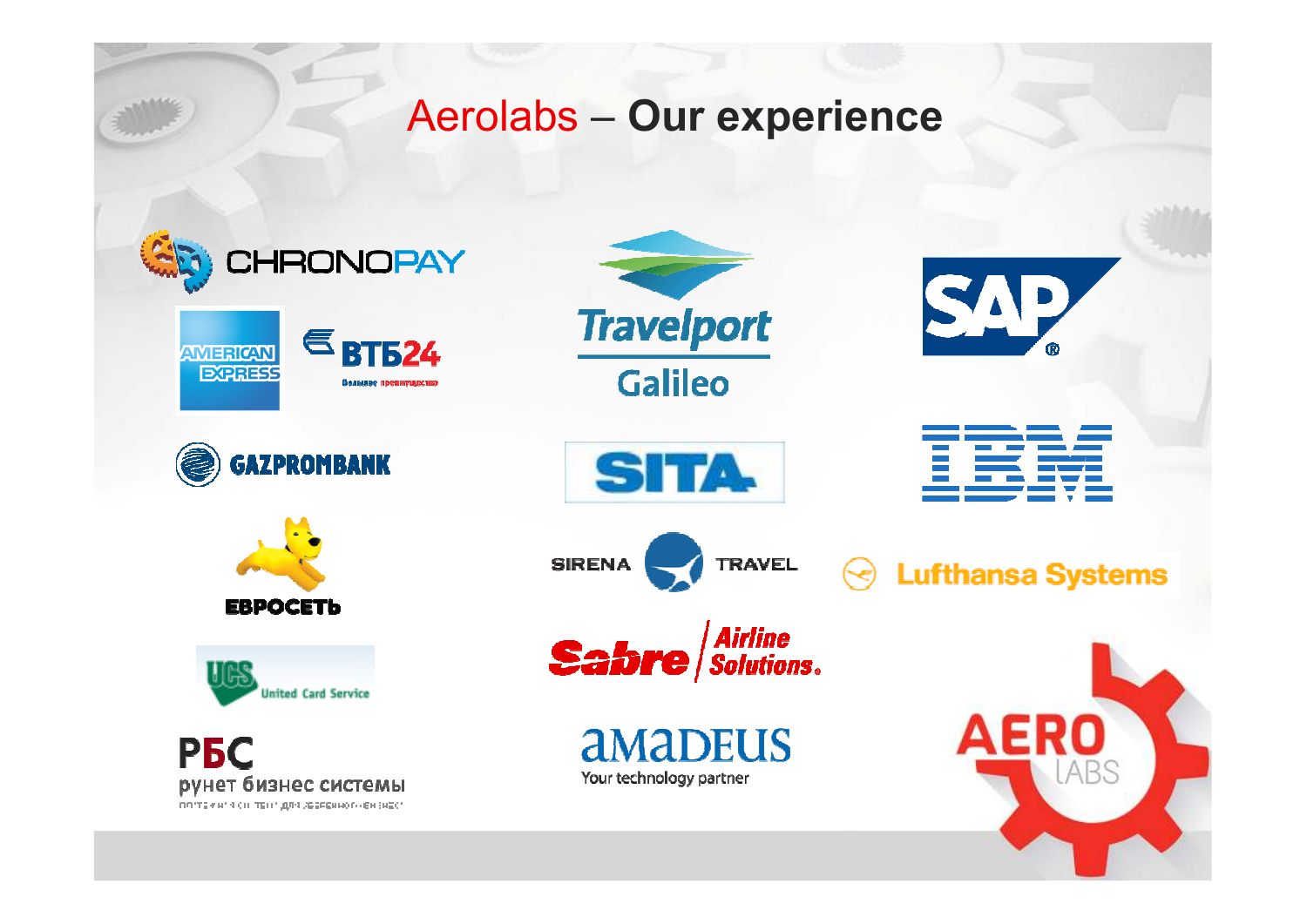# Aerolabs – Our experience

CHRONOPAY

AMERICAN EXPRESS

ВТБ24

GAZPROMBANK

ЕВРОСЕТЬ

UCS United Card Service

РБС
рунет бизнес системы

Travelport
Galileo

SITA

SIRENA TRAVEL

Sabre Airline Solutions.

aMaDEUS
Your technology partner

SAP

IBM

Lufthansa Systems

AERO LABS